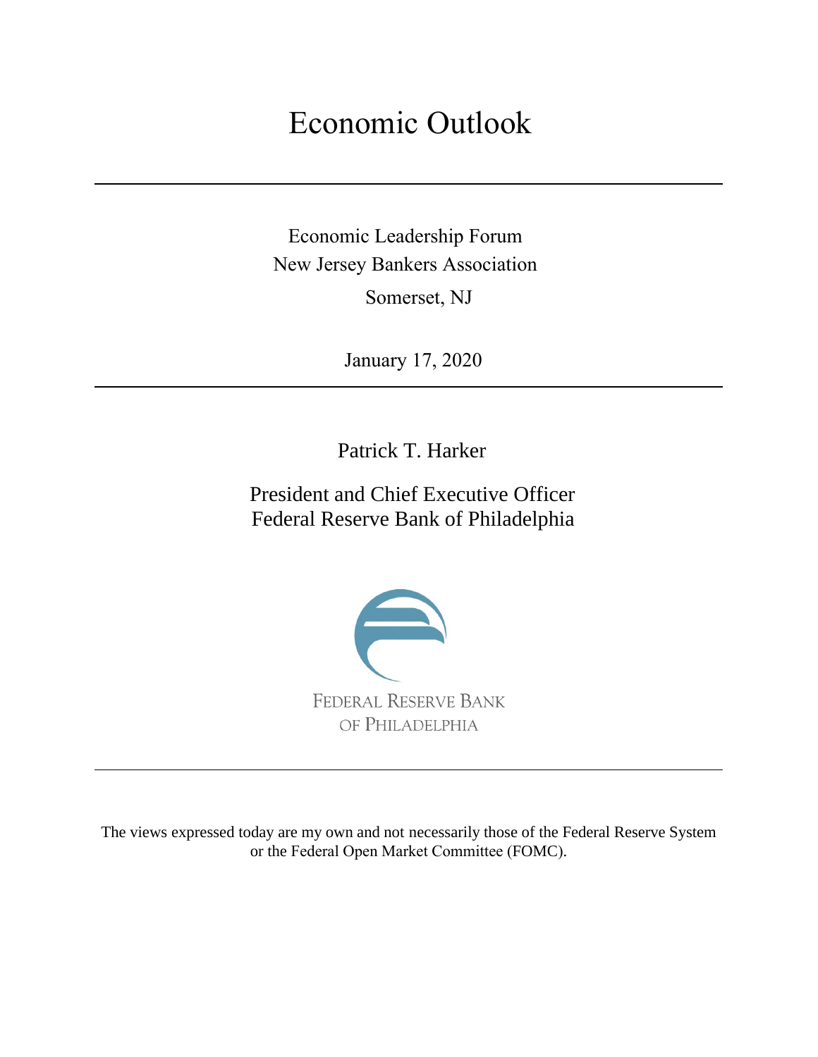# Economic Outlook

Economic Leadership Forum
New Jersey Bankers Association
Somerset, NJ

January 17, 2020

Patrick T. Harker

President and Chief Executive Officer
Federal Reserve Bank of Philadelphia

FEDERAL RESERVE BANK
OF PHILADELPHIA

The views expressed today are my own and not necessarily those of the Federal Reserve System or the Federal Open Market Committee (FOMC).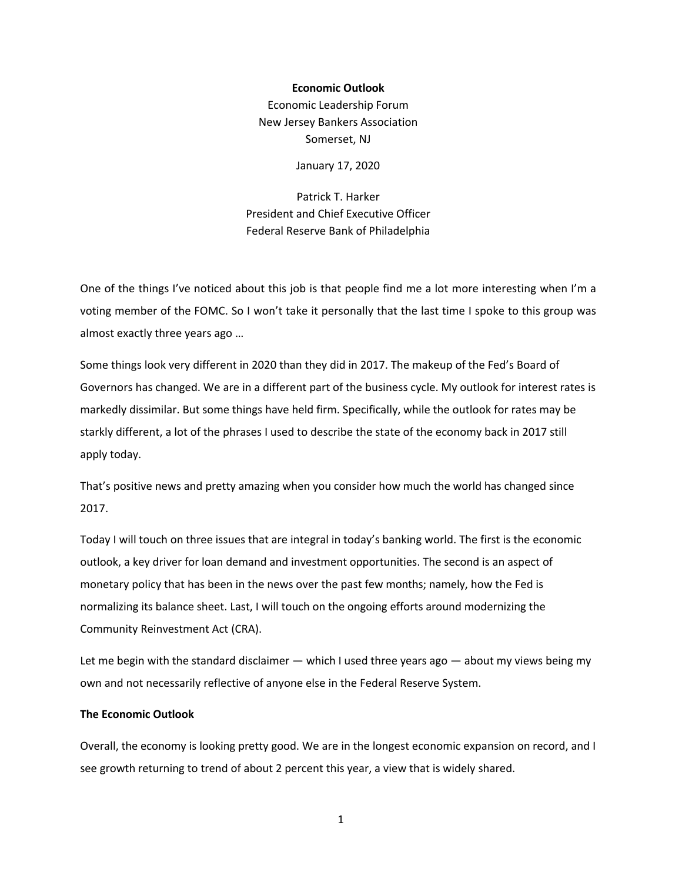**Economic Outlook**

Economic Leadership Forum
New Jersey Bankers Association
Somerset, NJ

January 17, 2020

Patrick T. Harker
President and Chief Executive Officer
Federal Reserve Bank of Philadelphia

One of the things I've noticed about this job is that people find me a lot more interesting when I'm a voting member of the FOMC. So I won't take it personally that the last time I spoke to this group was almost exactly three years ago …

Some things look very different in 2020 than they did in 2017. The makeup of the Fed's Board of Governors has changed. We are in a different part of the business cycle. My outlook for interest rates is markedly dissimilar. But some things have held firm. Specifically, while the outlook for rates may be starkly different, a lot of the phrases I used to describe the state of the economy back in 2017 still apply today.

That's positive news and pretty amazing when you consider how much the world has changed since 2017.

Today I will touch on three issues that are integral in today's banking world. The first is the economic outlook, a key driver for loan demand and investment opportunities. The second is an aspect of monetary policy that has been in the news over the past few months; namely, how the Fed is normalizing its balance sheet. Last, I will touch on the ongoing efforts around modernizing the Community Reinvestment Act (CRA).

Let me begin with the standard disclaimer — which I used three years ago — about my views being my own and not necessarily reflective of anyone else in the Federal Reserve System.

## The Economic Outlook

Overall, the economy is looking pretty good. We are in the longest economic expansion on record, and I see growth returning to trend of about 2 percent this year, a view that is widely shared.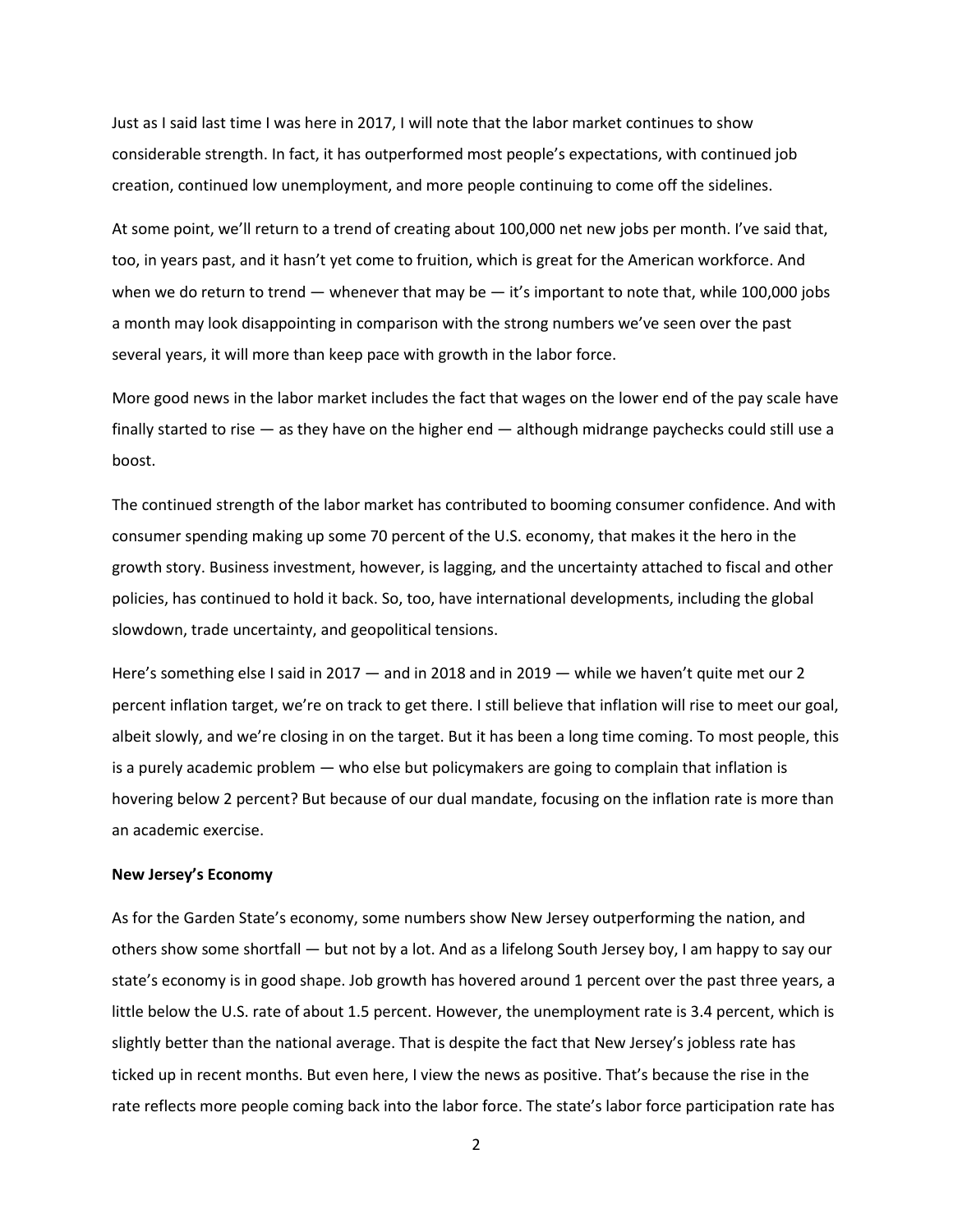Just as I said last time I was here in 2017, I will note that the labor market continues to show considerable strength. In fact, it has outperformed most people's expectations, with continued job creation, continued low unemployment, and more people continuing to come off the sidelines.

At some point, we'll return to a trend of creating about 100,000 net new jobs per month. I've said that, too, in years past, and it hasn't yet come to fruition, which is great for the American workforce. And when we do return to trend — whenever that may be — it's important to note that, while 100,000 jobs a month may look disappointing in comparison with the strong numbers we've seen over the past several years, it will more than keep pace with growth in the labor force.

More good news in the labor market includes the fact that wages on the lower end of the pay scale have finally started to rise — as they have on the higher end — although midrange paychecks could still use a boost.

The continued strength of the labor market has contributed to booming consumer confidence. And with consumer spending making up some 70 percent of the U.S. economy, that makes it the hero in the growth story. Business investment, however, is lagging, and the uncertainty attached to fiscal and other policies, has continued to hold it back. So, too, have international developments, including the global slowdown, trade uncertainty, and geopolitical tensions.

Here's something else I said in 2017 — and in 2018 and in 2019 — while we haven't quite met our 2 percent inflation target, we're on track to get there. I still believe that inflation will rise to meet our goal, albeit slowly, and we're closing in on the target. But it has been a long time coming. To most people, this is a purely academic problem — who else but policymakers are going to complain that inflation is hovering below 2 percent? But because of our dual mandate, focusing on the inflation rate is more than an academic exercise.

**New Jersey's Economy**

As for the Garden State's economy, some numbers show New Jersey outperforming the nation, and others show some shortfall — but not by a lot. And as a lifelong South Jersey boy, I am happy to say our state's economy is in good shape. Job growth has hovered around 1 percent over the past three years, a little below the U.S. rate of about 1.5 percent. However, the unemployment rate is 3.4 percent, which is slightly better than the national average. That is despite the fact that New Jersey's jobless rate has ticked up in recent months. But even here, I view the news as positive. That's because the rise in the rate reflects more people coming back into the labor force. The state's labor force participation rate has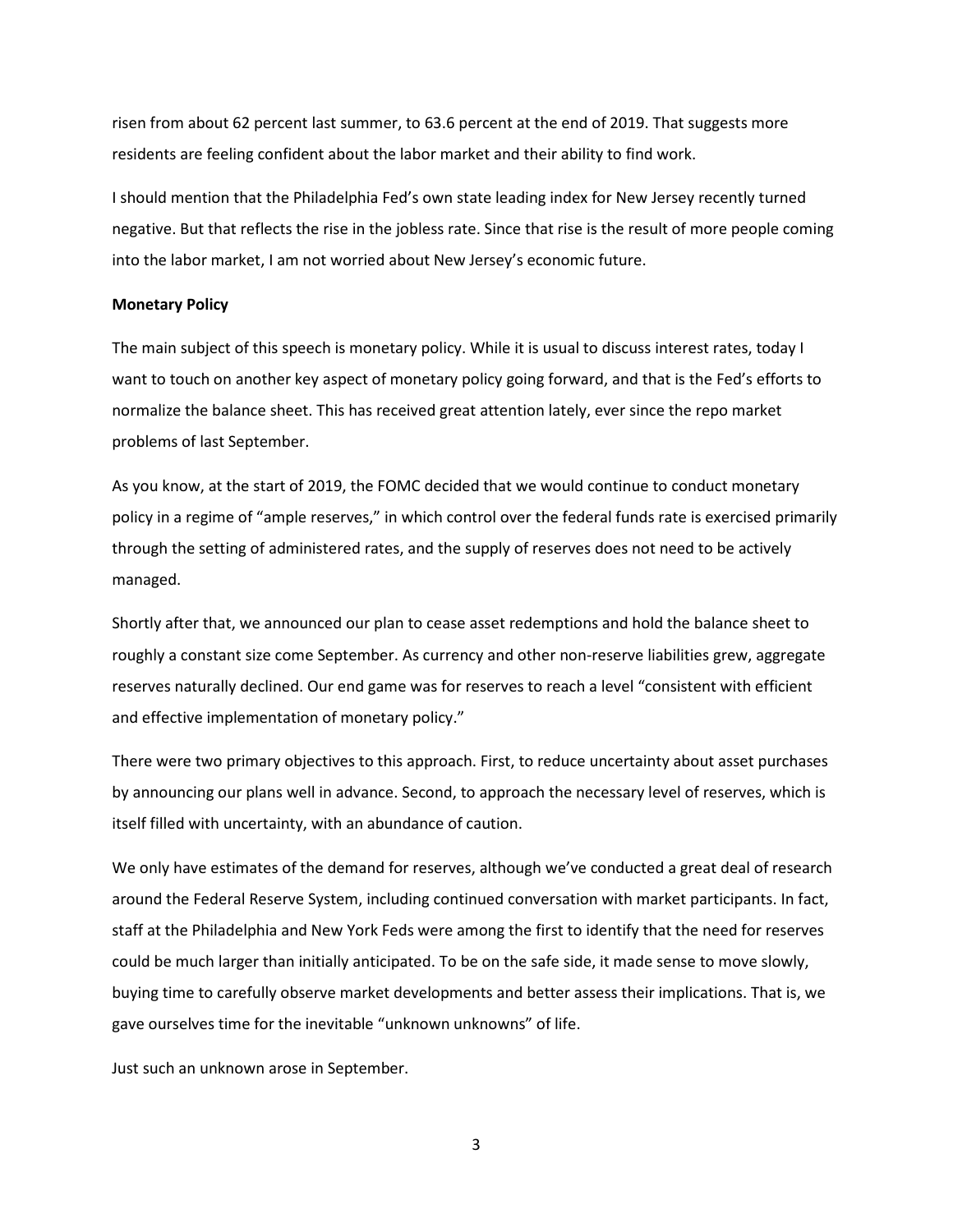risen from about 62 percent last summer, to 63.6 percent at the end of 2019. That suggests more residents are feeling confident about the labor market and their ability to find work.

I should mention that the Philadelphia Fed's own state leading index for New Jersey recently turned negative. But that reflects the rise in the jobless rate. Since that rise is the result of more people coming into the labor market, I am not worried about New Jersey's economic future.

**Monetary Policy**

The main subject of this speech is monetary policy. While it is usual to discuss interest rates, today I want to touch on another key aspect of monetary policy going forward, and that is the Fed's efforts to normalize the balance sheet. This has received great attention lately, ever since the repo market problems of last September.

As you know, at the start of 2019, the FOMC decided that we would continue to conduct monetary policy in a regime of "ample reserves," in which control over the federal funds rate is exercised primarily through the setting of administered rates, and the supply of reserves does not need to be actively managed.

Shortly after that, we announced our plan to cease asset redemptions and hold the balance sheet to roughly a constant size come September. As currency and other non-reserve liabilities grew, aggregate reserves naturally declined. Our end game was for reserves to reach a level "consistent with efficient and effective implementation of monetary policy."

There were two primary objectives to this approach. First, to reduce uncertainty about asset purchases by announcing our plans well in advance. Second, to approach the necessary level of reserves, which is itself filled with uncertainty, with an abundance of caution.

We only have estimates of the demand for reserves, although we've conducted a great deal of research around the Federal Reserve System, including continued conversation with market participants. In fact, staff at the Philadelphia and New York Feds were among the first to identify that the need for reserves could be much larger than initially anticipated. To be on the safe side, it made sense to move slowly, buying time to carefully observe market developments and better assess their implications. That is, we gave ourselves time for the inevitable "unknown unknowns" of life.

Just such an unknown arose in September.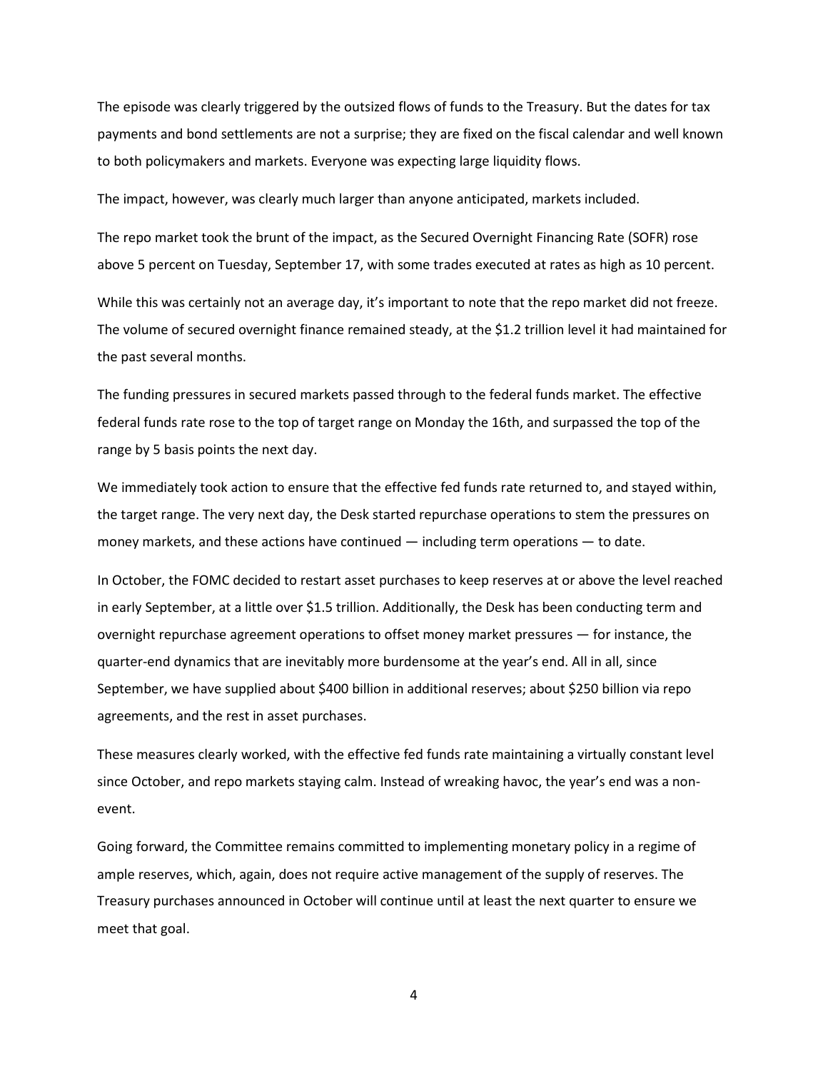The episode was clearly triggered by the outsized flows of funds to the Treasury. But the dates for tax payments and bond settlements are not a surprise; they are fixed on the fiscal calendar and well known to both policymakers and markets. Everyone was expecting large liquidity flows.

The impact, however, was clearly much larger than anyone anticipated, markets included.

The repo market took the brunt of the impact, as the Secured Overnight Financing Rate (SOFR) rose above 5 percent on Tuesday, September 17, with some trades executed at rates as high as 10 percent.

While this was certainly not an average day, it's important to note that the repo market did not freeze. The volume of secured overnight finance remained steady, at the $1.2 trillion level it had maintained for the past several months.

The funding pressures in secured markets passed through to the federal funds market. The effective federal funds rate rose to the top of target range on Monday the 16th, and surpassed the top of the range by 5 basis points the next day.

We immediately took action to ensure that the effective fed funds rate returned to, and stayed within, the target range. The very next day, the Desk started repurchase operations to stem the pressures on money markets, and these actions have continued — including term operations — to date.

In October, the FOMC decided to restart asset purchases to keep reserves at or above the level reached in early September, at a little over $1.5 trillion. Additionally, the Desk has been conducting term and overnight repurchase agreement operations to offset money market pressures — for instance, the quarter-end dynamics that are inevitably more burdensome at the year's end. All in all, since September, we have supplied about $400 billion in additional reserves; about $250 billion via repo agreements, and the rest in asset purchases.

These measures clearly worked, with the effective fed funds rate maintaining a virtually constant level since October, and repo markets staying calm. Instead of wreaking havoc, the year's end was a non-event.

Going forward, the Committee remains committed to implementing monetary policy in a regime of ample reserves, which, again, does not require active management of the supply of reserves. The Treasury purchases announced in October will continue until at least the next quarter to ensure we meet that goal.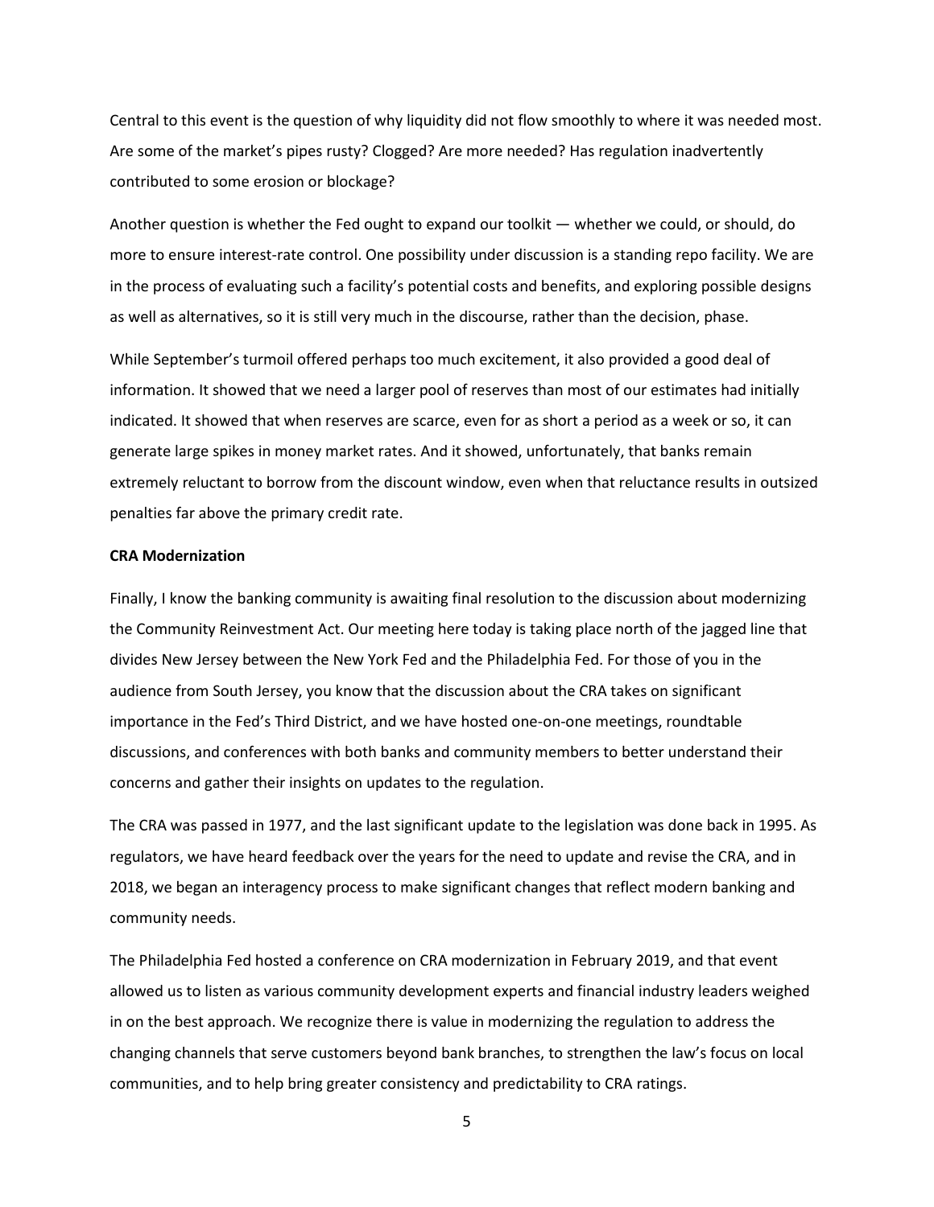Central to this event is the question of why liquidity did not flow smoothly to where it was needed most. Are some of the market's pipes rusty? Clogged? Are more needed? Has regulation inadvertently contributed to some erosion or blockage?

Another question is whether the Fed ought to expand our toolkit — whether we could, or should, do more to ensure interest-rate control. One possibility under discussion is a standing repo facility. We are in the process of evaluating such a facility's potential costs and benefits, and exploring possible designs as well as alternatives, so it is still very much in the discourse, rather than the decision, phase.

While September's turmoil offered perhaps too much excitement, it also provided a good deal of information. It showed that we need a larger pool of reserves than most of our estimates had initially indicated. It showed that when reserves are scarce, even for as short a period as a week or so, it can generate large spikes in money market rates. And it showed, unfortunately, that banks remain extremely reluctant to borrow from the discount window, even when that reluctance results in outsized penalties far above the primary credit rate.

**CRA Modernization**

Finally, I know the banking community is awaiting final resolution to the discussion about modernizing the Community Reinvestment Act. Our meeting here today is taking place north of the jagged line that divides New Jersey between the New York Fed and the Philadelphia Fed. For those of you in the audience from South Jersey, you know that the discussion about the CRA takes on significant importance in the Fed's Third District, and we have hosted one-on-one meetings, roundtable discussions, and conferences with both banks and community members to better understand their concerns and gather their insights on updates to the regulation.

The CRA was passed in 1977, and the last significant update to the legislation was done back in 1995. As regulators, we have heard feedback over the years for the need to update and revise the CRA, and in 2018, we began an interagency process to make significant changes that reflect modern banking and community needs.

The Philadelphia Fed hosted a conference on CRA modernization in February 2019, and that event allowed us to listen as various community development experts and financial industry leaders weighed in on the best approach. We recognize there is value in modernizing the regulation to address the changing channels that serve customers beyond bank branches, to strengthen the law's focus on local communities, and to help bring greater consistency and predictability to CRA ratings.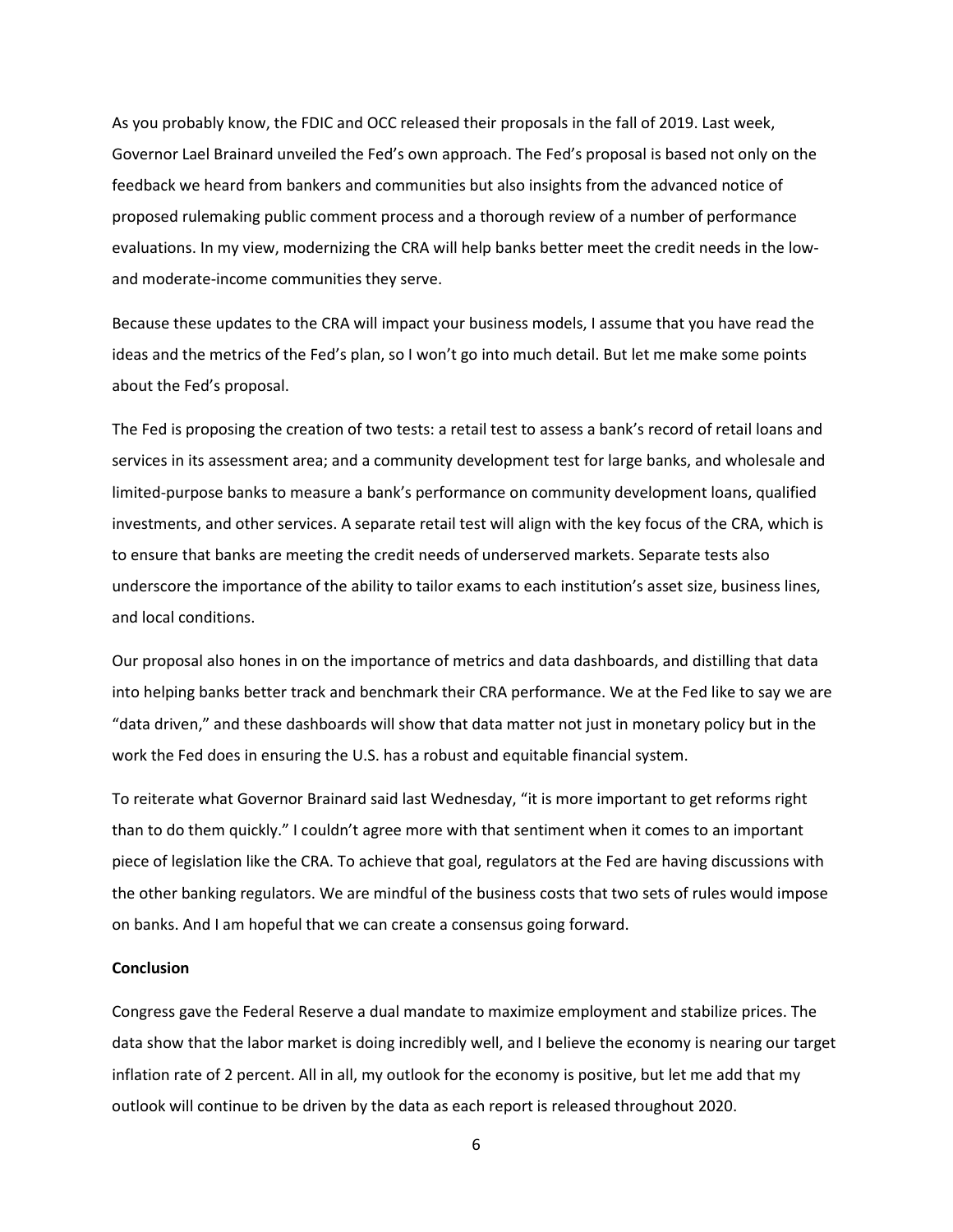As you probably know, the FDIC and OCC released their proposals in the fall of 2019. Last week, Governor Lael Brainard unveiled the Fed's own approach. The Fed's proposal is based not only on the feedback we heard from bankers and communities but also insights from the advanced notice of proposed rulemaking public comment process and a thorough review of a number of performance evaluations. In my view, modernizing the CRA will help banks better meet the credit needs in the low- and moderate-income communities they serve.

Because these updates to the CRA will impact your business models, I assume that you have read the ideas and the metrics of the Fed's plan, so I won't go into much detail. But let me make some points about the Fed's proposal.

The Fed is proposing the creation of two tests: a retail test to assess a bank's record of retail loans and services in its assessment area; and a community development test for large banks, and wholesale and limited-purpose banks to measure a bank's performance on community development loans, qualified investments, and other services. A separate retail test will align with the key focus of the CRA, which is to ensure that banks are meeting the credit needs of underserved markets. Separate tests also underscore the importance of the ability to tailor exams to each institution's asset size, business lines, and local conditions.

Our proposal also hones in on the importance of metrics and data dashboards, and distilling that data into helping banks better track and benchmark their CRA performance. We at the Fed like to say we are "data driven," and these dashboards will show that data matter not just in monetary policy but in the work the Fed does in ensuring the U.S. has a robust and equitable financial system.

To reiterate what Governor Brainard said last Wednesday, "it is more important to get reforms right than to do them quickly." I couldn't agree more with that sentiment when it comes to an important piece of legislation like the CRA. To achieve that goal, regulators at the Fed are having discussions with the other banking regulators. We are mindful of the business costs that two sets of rules would impose on banks. And I am hopeful that we can create a consensus going forward.

**Conclusion**

Congress gave the Federal Reserve a dual mandate to maximize employment and stabilize prices. The data show that the labor market is doing incredibly well, and I believe the economy is nearing our target inflation rate of 2 percent. All in all, my outlook for the economy is positive, but let me add that my outlook will continue to be driven by the data as each report is released throughout 2020.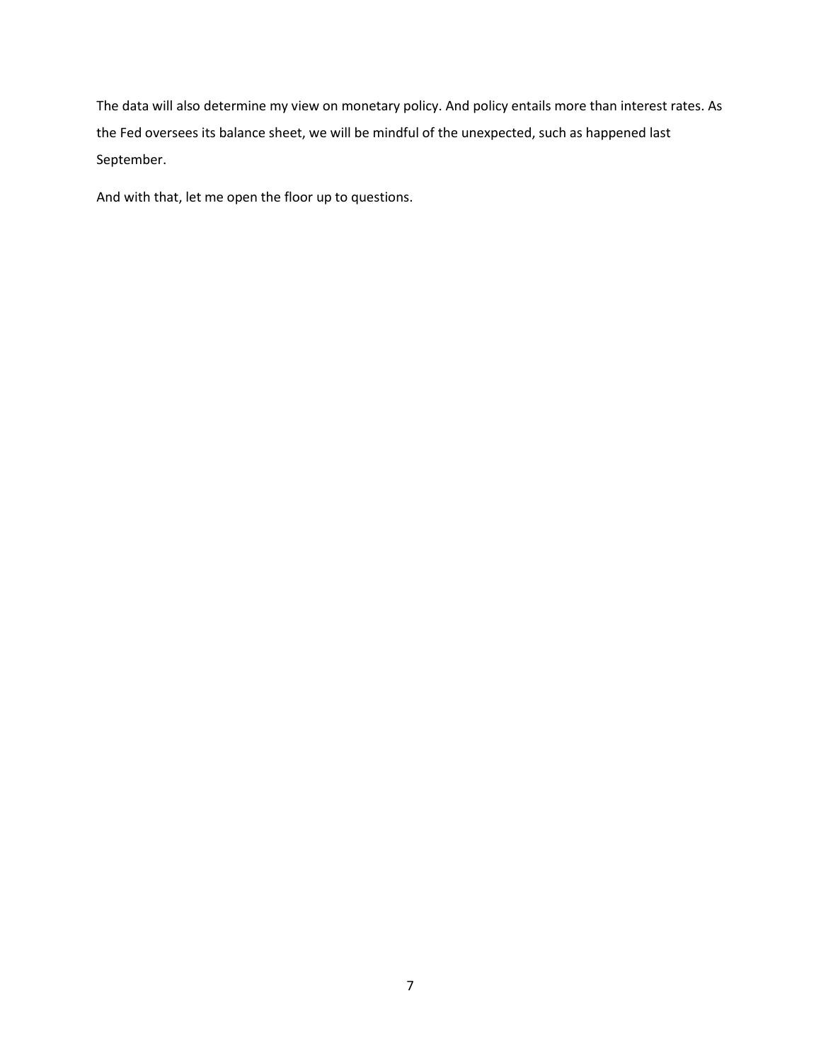The data will also determine my view on monetary policy. And policy entails more than interest rates. As the Fed oversees its balance sheet, we will be mindful of the unexpected, such as happened last September.

And with that, let me open the floor up to questions.